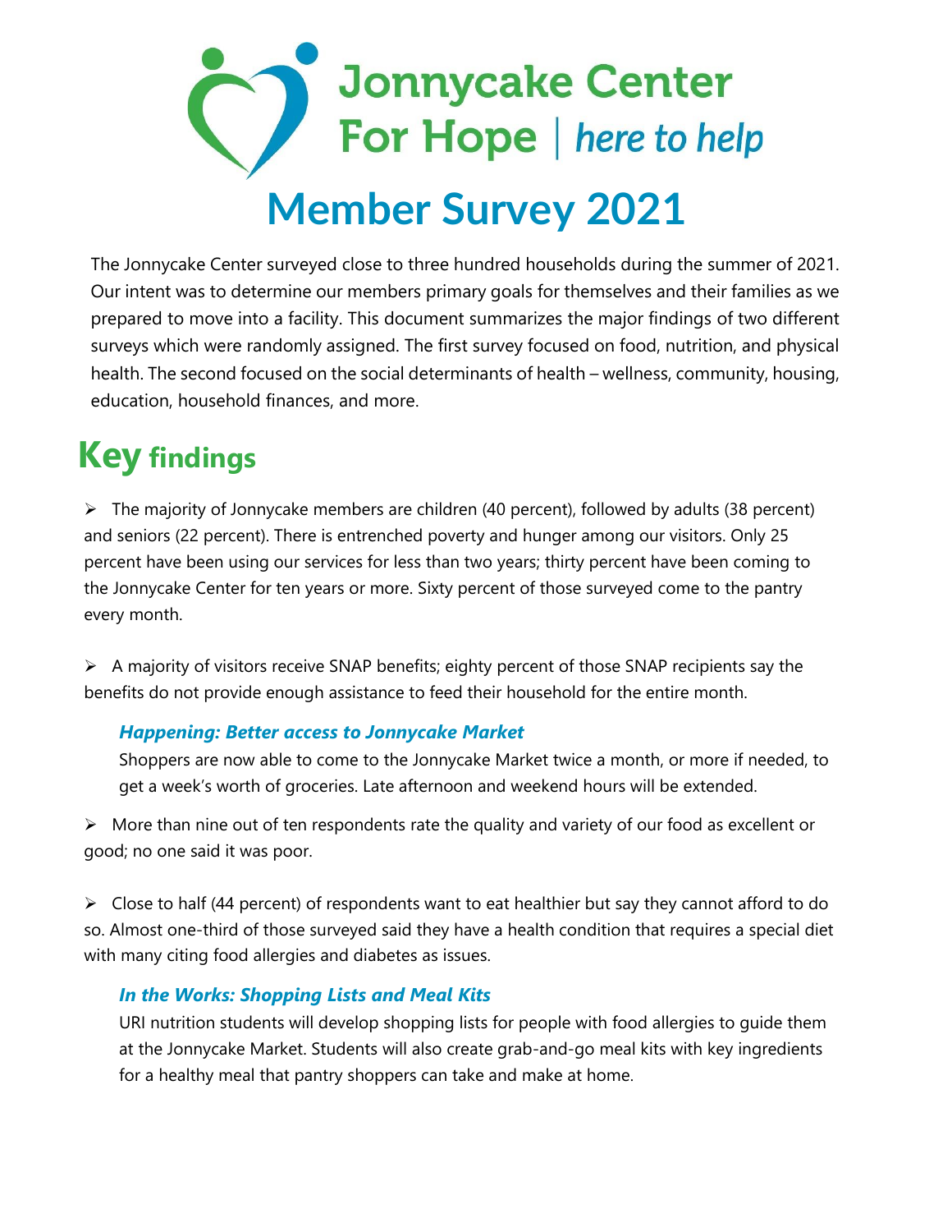# Jonnycake Center For Hope | here to help

# Member Survey 2021

The Jonnycake Center surveyed close to three hundred households during the summer of 2021. Our intent was to determine our members primary goals for themselves and their families as we prepared to move into a facility. This document summarizes the major findings of two different surveys which were randomly assigned. The first survey focused on food, nutrition, and physical health. The second focused on the social determinants of health – wellness, community, housing, education, household finances, and more.

## Key findings

- The majority of Jonnycake members are children (40 percent), followed by adults (38 percent) and seniors (22 percent). There is entrenched poverty and hunger among our visitors. Only 25 percent have been using our services for less than two years; thirty percent have been coming to the Jonnycake Center for ten years or more. Sixty percent of those surveyed come to the pantry every month.

- A majority of visitors receive SNAP benefits; eighty percent of those SNAP recipients say the benefits do not provide enough assistance to feed their household for the entire month.

### *Happening: Better access to Jonnycake Market*

Shoppers are now able to come to the Jonnycake Market twice a month, or more if needed, to get a week's worth of groceries. Late afternoon and weekend hours will be extended.

- More than nine out of ten respondents rate the quality and variety of our food as excellent or good; no one said it was poor.

- Close to half (44 percent) of respondents want to eat healthier but say they cannot afford to do so. Almost one-third of those surveyed said they have a health condition that requires a special diet with many citing food allergies and diabetes as issues.

### *In the Works: Shopping Lists and Meal Kits*

URI nutrition students will develop shopping lists for people with food allergies to guide them at the Jonnycake Market. Students will also create grab-and-go meal kits with key ingredients for a healthy meal that pantry shoppers can take and make at home.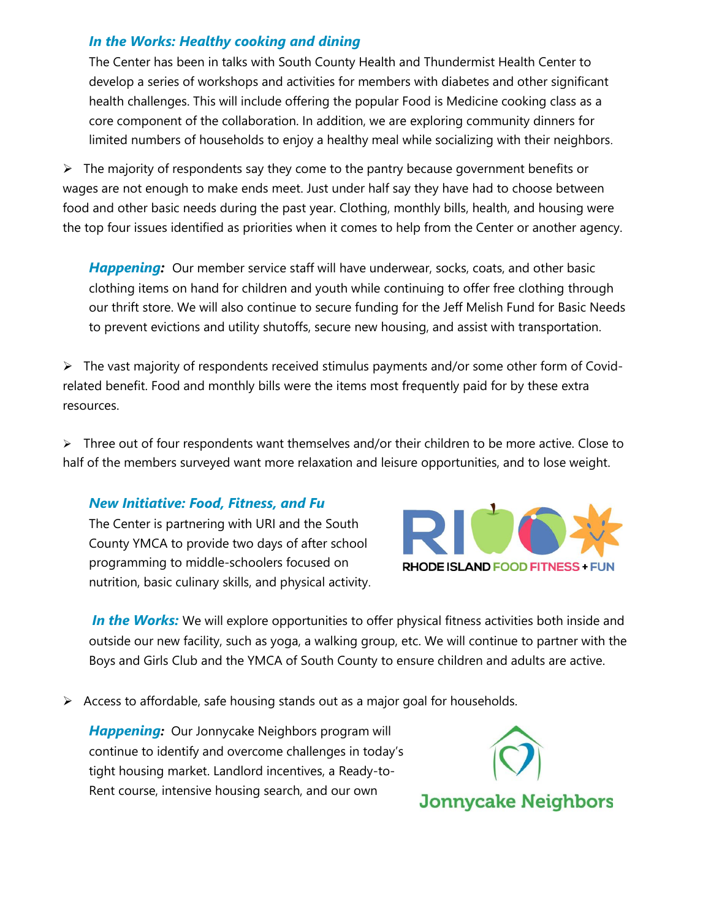***In the Works: Healthy cooking and dining***

The Center has been in talks with South County Health and Thundermist Health Center to develop a series of workshops and activities for members with diabetes and other significant health challenges. This will include offering the popular Food is Medicine cooking class as a core component of the collaboration. In addition, we are exploring community dinners for limited numbers of households to enjoy a healthy meal while socializing with their neighbors.

- The majority of respondents say they come to the pantry because government benefits or wages are not enough to make ends meet. Just under half say they have had to choose between food and other basic needs during the past year. Clothing, monthly bills, health, and housing were the top four issues identified as priorities when it comes to help from the Center or another agency.

***Happening:*** Our member service staff will have underwear, socks, coats, and other basic clothing items on hand for children and youth while continuing to offer free clothing through our thrift store. We will also continue to secure funding for the Jeff Melish Fund for Basic Needs to prevent evictions and utility shutoffs, secure new housing, and assist with transportation.

- The vast majority of respondents received stimulus payments and/or some other form of Covid-related benefit. Food and monthly bills were the items most frequently paid for by these extra resources.

- Three out of four respondents want themselves and/or their children to be more active. Close to half of the members surveyed want more relaxation and leisure opportunities, and to lose weight.

***New Initiative: Food, Fitness, and Fu***

The Center is partnering with URI and the South County YMCA to provide two days of after school programming to middle-schoolers focused on nutrition, basic culinary skills, and physical activity.

RI RHODE ISLAND FOOD FITNESS + FUN

***In the Works:*** We will explore opportunities to offer physical fitness activities both inside and outside our new facility, such as yoga, a walking group, etc. We will continue to partner with the Boys and Girls Club and the YMCA of South County to ensure children and adults are active.

- Access to affordable, safe housing stands out as a major goal for households.

***Happening:*** Our Jonnycake Neighbors program will continue to identify and overcome challenges in today's tight housing market. Landlord incentives, a Ready-to-Rent course, intensive housing search, and our own

Jonnycake Neighbors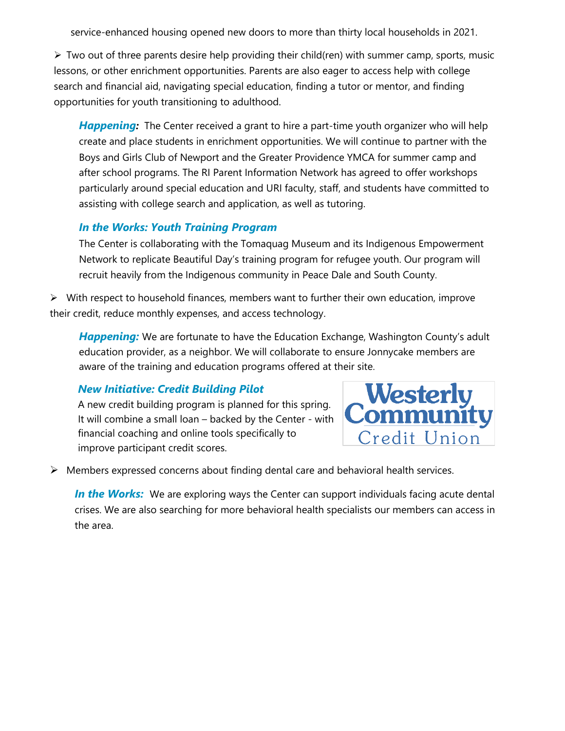service-enhanced housing opened new doors to more than thirty local households in 2021.

- Two out of three parents desire help providing their child(ren) with summer camp, sports, music lessons, or other enrichment opportunities. Parents are also eager to access help with college search and financial aid, navigating special education, finding a tutor or mentor, and finding opportunities for youth transitioning to adulthood.

***Happening:*** The Center received a grant to hire a part-time youth organizer who will help create and place students in enrichment opportunities. We will continue to partner with the Boys and Girls Club of Newport and the Greater Providence YMCA for summer camp and after school programs. The RI Parent Information Network has agreed to offer workshops particularly around special education and URI faculty, staff, and students have committed to assisting with college search and application, as well as tutoring.

***In the Works: Youth Training Program***

The Center is collaborating with the Tomaquag Museum and its Indigenous Empowerment Network to replicate Beautiful Day's training program for refugee youth. Our program will recruit heavily from the Indigenous community in Peace Dale and South County.

- With respect to household finances, members want to further their own education, improve their credit, reduce monthly expenses, and access technology.

***Happening:*** We are fortunate to have the Education Exchange, Washington County's adult education provider, as a neighbor. We will collaborate to ensure Jonnycake members are aware of the training and education programs offered at their site.

***New Initiative: Credit Building Pilot***

A new credit building program is planned for this spring. It will combine a small loan – backed by the Center - with financial coaching and online tools specifically to improve participant credit scores.

Westerly Community Credit Union

- Members expressed concerns about finding dental care and behavioral health services.

***In the Works:*** We are exploring ways the Center can support individuals facing acute dental crises. We are also searching for more behavioral health specialists our members can access in the area.